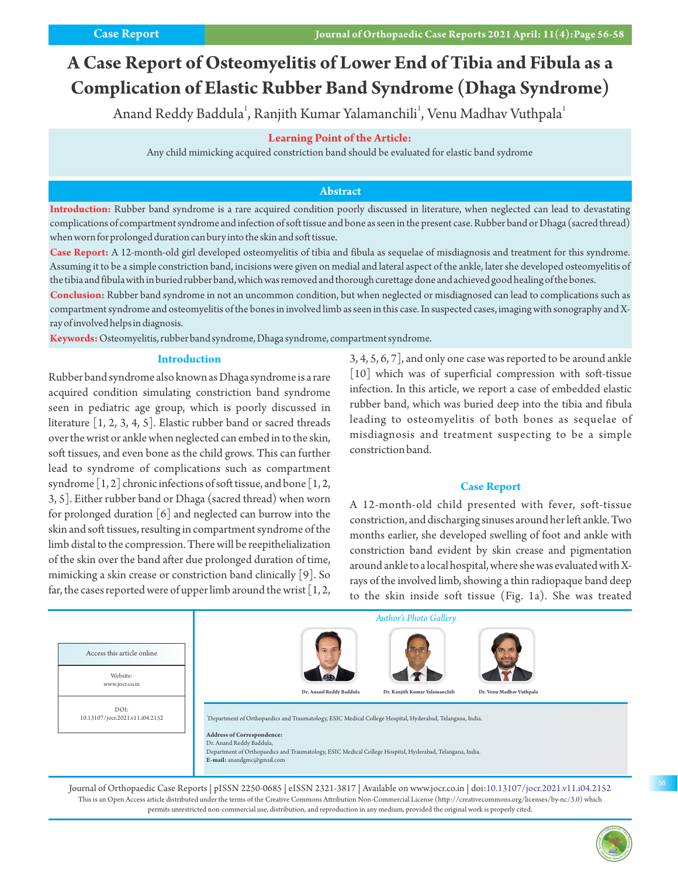Case Report

# A Case Report of Osteomyelitis of Lower End of Tibia and Fibula as a Complication of Elastic Rubber Band Syndrome (Dhaga Syndrome)

Anand Reddy Baddula[1], Ranjith Kumar Yalamanchili[1], Venu Madhav Vuthpala[1]

**Learning Point of the Article:**

Any child mimicking acquired constriction band should be evaluated for elastic band sydrome

## Abstract

**Introduction:** Rubber band syndrome is a rare acquired condition poorly discussed in literature, when neglected can lead to devastating complications of compartment syndrome and infection of soft tissue and bone as seen in the present case. Rubber band or Dhaga (sacred thread) when worn for prolonged duration can bury into the skin and soft tissue.

**Case Report:** A 12-month-old girl developed osteomyelitis of tibia and fibula as sequelae of misdiagnosis and treatment for this syndrome. Assuming it to be a simple constriction band, incisions were given on medial and lateral aspect of the ankle, later she developed osteomyelitis of the tibia and fibula with in buried rubber band, which was removed and thorough curettage done and achieved good healing of the bones.

**Conclusion:** Rubber band syndrome in not an uncommon condition, but when neglected or misdiagnosed can lead to complications such as compartment syndrome and osteomyelitis of the bones in involved limb as seen in this case. In suspected cases, imaging with sonography and X-ray of involved helps in diagnosis.

**Keywords:** Osteomyelitis, rubber band syndrome, Dhaga syndrome, compartment syndrome.

## Introduction

Rubber band syndrome also known as Dhaga syndrome is a rare acquired condition simulating constriction band syndrome seen in pediatric age group, which is poorly discussed in literature [1, 2, 3, 4, 5]. Elastic rubber band or sacred threads over the wrist or ankle when neglected can embed in to the skin, soft tissues, and even bone as the child grows. This can further lead to syndrome of complications such as compartment syndrome [1, 2] chronic infections of soft tissue, and bone [1, 2, 3, 5]. Either rubber band or Dhaga (sacred thread) when worn for prolonged duration [6] and neglected can burrow into the skin and soft tissues, resulting in compartment syndrome of the limb distal to the compression. There will be reepithelialization of the skin over the band after due prolonged duration of time, mimicking a skin crease or constriction band clinically [9]. So far, the cases reported were of upper limb around the wrist [1, 2, 3, 4, 5, 6, 7], and only one case was reported to be around ankle [10] which was of superficial compression with soft-tissue infection. In this article, we report a case of embedded elastic rubber band, which was buried deep into the tibia and fibula leading to osteomyelitis of both bones as sequelae of misdiagnosis and treatment suspecting to be a simple constriction band.

## Case Report

A 12-month-old child presented with fever, soft-tissue constriction, and discharging sinuses around her left ankle. Two months earlier, she developed swelling of foot and ankle with constriction band evident by skin crease and pigmentation around ankle to a local hospital, where she was evaluated with X-rays of the involved limb, showing a thin radiopaque band deep to the skin inside soft tissue (Fig. 1a). She was treated

Author's Photo Gallery

Dr. Anand Reddy Baddula | Dr. Ranjith Kumar Yalamanchili | Dr. Venu Madhav Vuthpala

Access this article online

Website: www.jocr.co.in

DOI: 10.13107/jocr.2021.v11.i04.2152

[1]Department of Orthopaedics and Traumatology, ESIC Medical College Hospital, Hyderabad, Telangana, India.

**Address of Correspondence:**
Dr. Anand Reddy Baddula,
Department of Orthopaedics and Traumatology, ESIC Medical College Hospital, Hyderabad, Telangana, India.
**E-mail:** anandgmc@gmail.com

This is an Open Access article distributed under the terms of the Creative Commons Attribution Non-Commercial License (http://creativecommons.org/licenses/by-nc/3.0) which permits unrestricted non-commercial use, distribution, and reproduction in any medium, provided the original work is properly cited.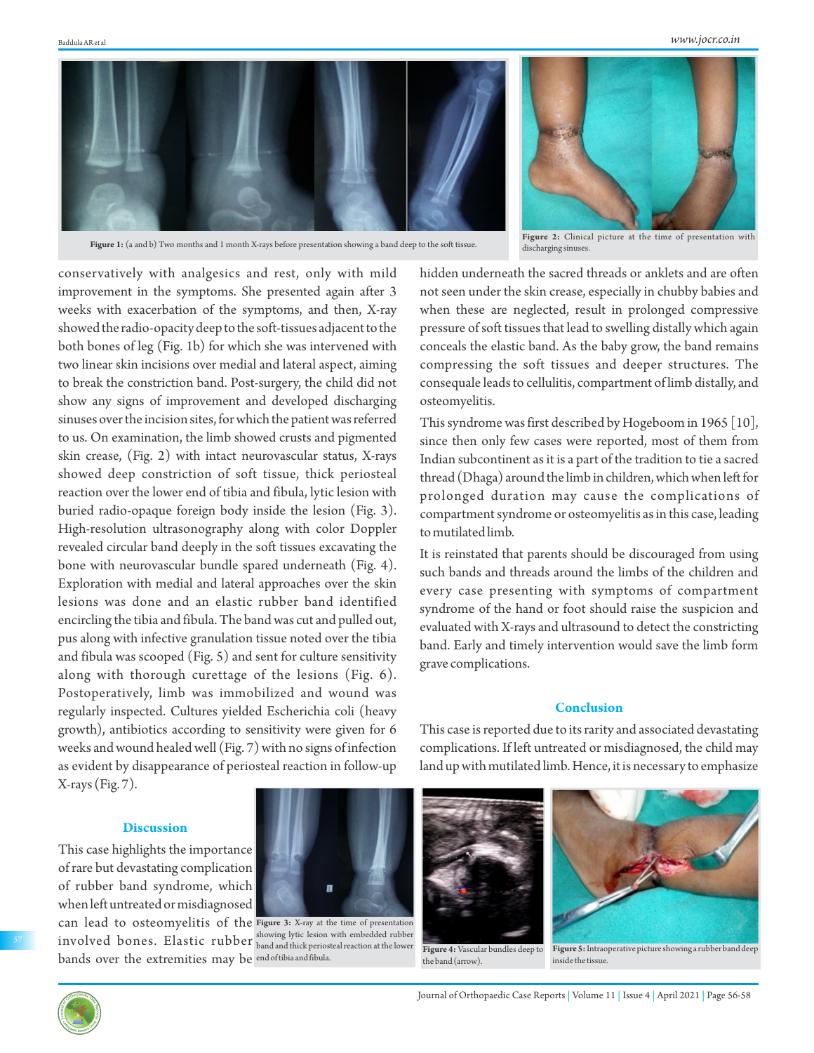Figure 1: (a and b) Two months and 1 month X-rays before presentation showing a band deep to the soft tissue.

Figure 2: Clinical picture at the time of presentation with discharging sinuses.

conservatively with analgesics and rest, only with mild improvement in the symptoms. She presented again after 3 weeks with exacerbation of the symptoms, and then, X-ray showed the radio-opacity deep to the soft-tissues adjacent to the both bones of leg (Fig. 1b) for which she was intervened with two linear skin incisions over medial and lateral aspect, aiming to break the constriction band. Post-surgery, the child did not show any signs of improvement and developed discharging sinuses over the incision sites, for which the patient was referred to us. On examination, the limb showed crusts and pigmented skin crease, (Fig. 2) with intact neurovascular status, X-rays showed deep constriction of soft tissue, thick periosteal reaction over the lower end of tibia and fibula, lytic lesion with buried radio-opaque foreign body inside the lesion (Fig. 3). High-resolution ultrasonography along with color Doppler revealed circular band deeply in the soft tissues excavating the bone with neurovascular bundle spared underneath (Fig. 4). Exploration with medial and lateral approaches over the skin lesions was done and an elastic rubber band identified encircling the tibia and fibula. The band was cut and pulled out, pus along with infective granulation tissue noted over the tibia and fibula was scooped (Fig. 5) and sent for culture sensitivity along with thorough curettage of the lesions (Fig. 6). Postoperatively, limb was immobilized and wound was regularly inspected. Cultures yielded Escherichia coli (heavy growth), antibiotics according to sensitivity were given for 6 weeks and wound healed well (Fig. 7) with no signs of infection as evident by disappearance of periosteal reaction in follow-up X-rays (Fig. 7).

## Discussion

This case highlights the importance of rare but devastating complication of rubber band syndrome, which when left untreated or misdiagnosed can lead to osteomyelitis of the involved bones. Elastic rubber bands over the extremities may be hidden underneath the sacred threads or anklets and are often not seen under the skin crease, especially in chubby babies and when these are neglected, result in prolonged compressive pressure of soft tissues that lead to swelling distally which again conceals the elastic band. As the baby grow, the band remains compressing the soft tissues and deeper structures. The consequale leads to cellulitis, compartment of limb distally, and osteomyelitis.

This syndrome was first described by Hogeboom in 1965 [10], since then only few cases were reported, most of them from Indian subcontinent as it is a part of the tradition to tie a sacred thread (Dhaga) around the limb in children, which when left for prolonged duration may cause the complications of compartment syndrome or osteomyelitis as in this case, leading to mutilated limb.

It is reinstated that parents should be discouraged from using such bands and threads around the limbs of the children and every case presenting with symptoms of compartment syndrome of the hand or foot should raise the suspicion and evaluated with X-rays and ultrasound to detect the constricting band. Early and timely intervention would save the limb form grave complications.

Figure 3: X-ray at the time of presentation showing lytic lesion with embedded rubber band and thick periosteal reaction at the lower end of tibia and fibula.

Figure 4: Vascular bundles deep to the band (arrow).

Figure 5: Intraoperative picture showing a rubber band deep inside the tissue.

## Conclusion

This case is reported due to its rarity and associated devastating complications. If left untreated or misdiagnosed, the child may land up with mutilated limb. Hence, it is necessary to emphasize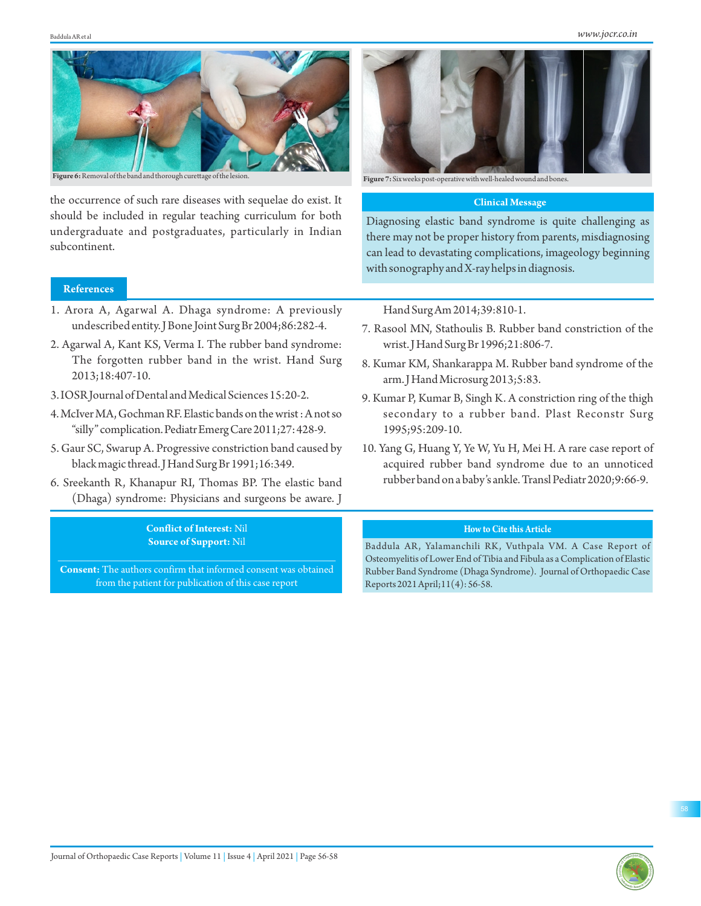Figure 6: Removal of the band and thorough curettage of the lesion.

Figure 7: Six weeks post-operative with well-healed wound and bones.

the occurrence of such rare diseases with sequelae do exist. It should be included in regular teaching curriculum for both undergraduate and postgraduates, particularly in Indian subcontinent.

**Clinical Message**

Diagnosing elastic band syndrome is quite challenging as there may not be proper history from parents, misdiagnosing can lead to devastating complications, imageology beginning with sonography and X-ray helps in diagnosis.

## References

1. Arora A, Agarwal A. Dhaga syndrome: A previously undescribed entity. J Bone Joint Surg Br 2004;86:282-4.
2. Agarwal A, Kant KS, Verma I. The rubber band syndrome: The forgotten rubber band in the wrist. Hand Surg 2013;18:407-10.
3. IOSR Journal of Dental and Medical Sciences 15:20-2.
4. McIver MA, Gochman RF. Elastic bands on the wrist : A not so "silly" complication. Pediatr Emerg Care 2011;27:428-9.
5. Gaur SC, Swarup A. Progressive constriction band caused by black magic thread. J Hand Surg Br 1991;16:349.
6. Sreekanth R, Khanapur RI, Thomas BP. The elastic band (Dhaga) syndrome: Physicians and surgeons be aware. J Hand Surg Am 2014;39:810-1.
7. Rasool MN, Stathoulis B. Rubber band constriction of the wrist. J Hand Surg Br 1996;21:806-7.
8. Kumar KM, Shankarappa M. Rubber band syndrome of the arm. J Hand Microsurg 2013;5:83.
9. Kumar P, Kumar B, Singh K. A constriction ring of the thigh secondary to a rubber band. Plast Reconstr Surg 1995;95:209-10.
10. Yang G, Huang Y, Ye W, Yu H, Mei H. A rare case report of acquired rubber band syndrome due to an unnoticed rubber band on a baby's ankle. Transl Pediatr 2020;9:66-9.

**Conflict of Interest:** Nil
**Source of Support:** Nil

**Consent:** The authors confirm that informed consent was obtained from the patient for publication of this case report

**How to Cite this Article**

Baddula AR, Yalamanchili RK, Vuthpala VM. A Case Report of Osteomyelitis of Lower End of Tibia and Fibula as a Complication of Elastic Rubber Band Syndrome (Dhaga Syndrome). Journal of Orthopaedic Case Reports 2021 April;11(4): 56-58.